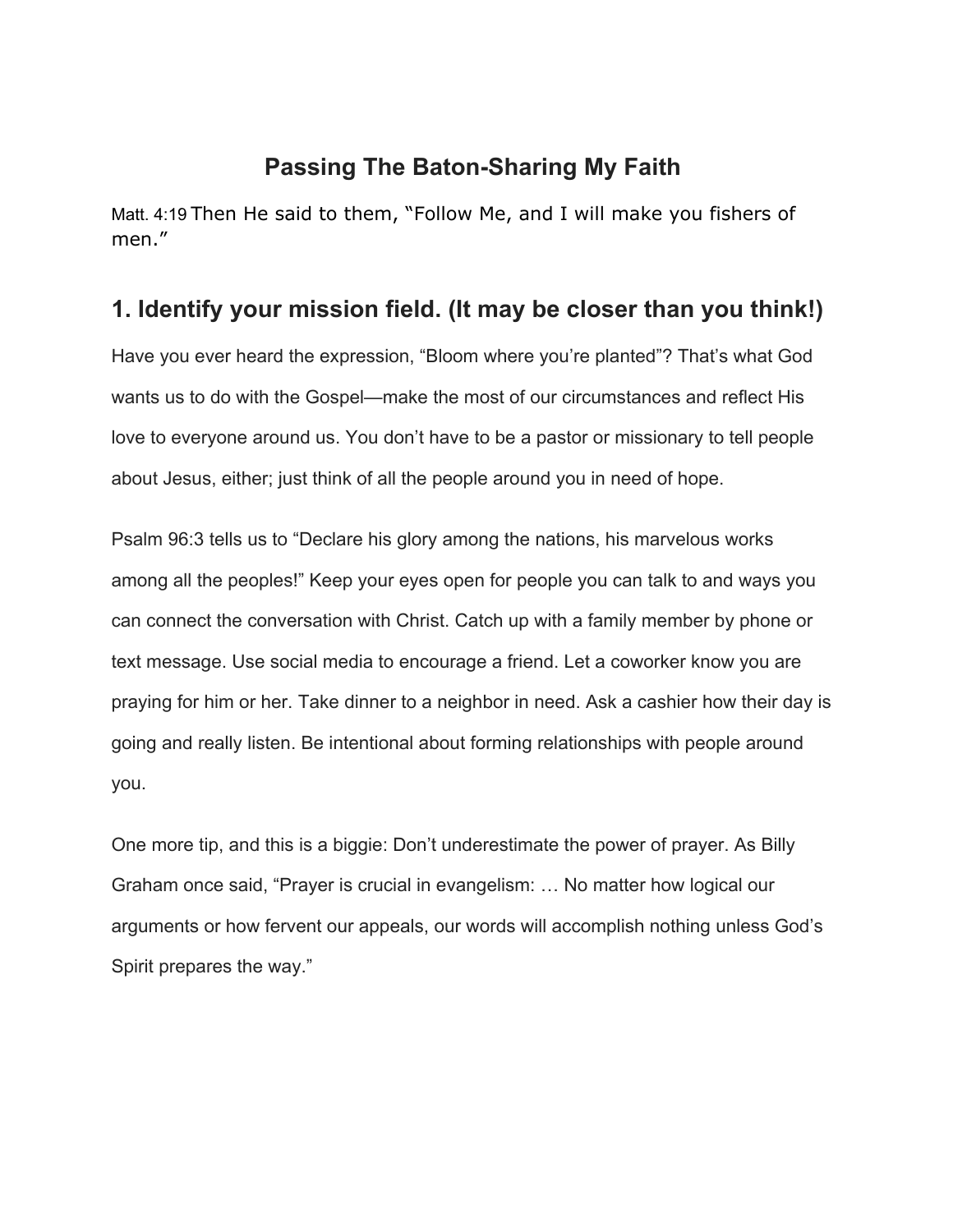# Passing The Baton-Sharing My Faith

Matt. 4:19 Then He said to them, "Follow Me, and I will make you fishers of men."

## 1. Identify your mission field. (It may be closer than you think!)

Have you ever heard the expression, "Bloom where you're planted"? That's what God wants us to do with the Gospel—make the most of our circumstances and reflect His love to everyone around us. You don't have to be a pastor or missionary to tell people about Jesus, either; just think of all the people around you in need of hope.

Psalm 96:3 tells us to "Declare his glory among the nations, his marvelous works among all the peoples!" Keep your eyes open for people you can talk to and ways you can connect the conversation with Christ. Catch up with a family member by phone or text message. Use social media to encourage a friend. Let a coworker know you are praying for him or her. Take dinner to a neighbor in need. Ask a cashier how their day is going and really listen. Be intentional about forming relationships with people around you.

One more tip, and this is a biggie: Don't underestimate the power of prayer. As Billy Graham once said, "Prayer is crucial in evangelism: … No matter how logical our arguments or how fervent our appeals, our words will accomplish nothing unless God's Spirit prepares the way."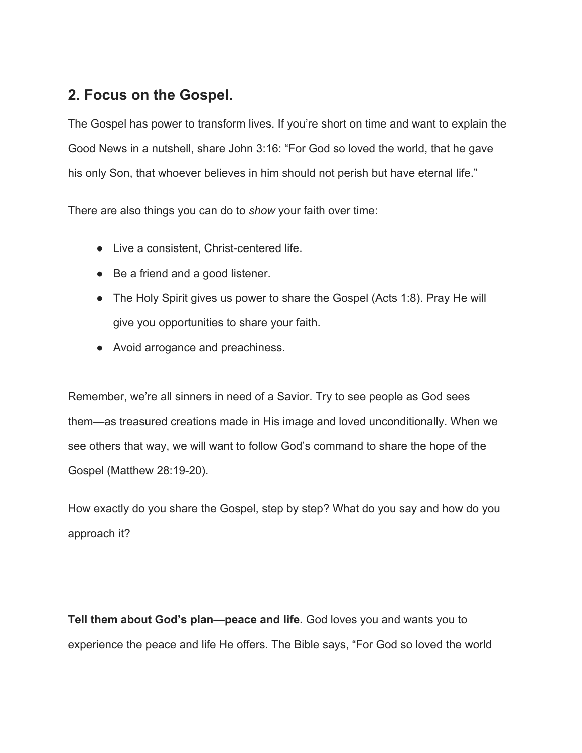## 2. Focus on the Gospel.

The Gospel has power to transform lives. If you're short on time and want to explain the Good News in a nutshell, share John 3:16: "For God so loved the world, that he gave his only Son, that whoever believes in him should not perish but have eternal life."

There are also things you can do to *show* your faith over time:

- Live a consistent, Christ-centered life.
- Be a friend and a good listener.
- The Holy Spirit gives us power to share the Gospel (Acts 1:8). Pray He will give you opportunities to share your faith.
- Avoid arrogance and preachiness.

Remember, we're all sinners in need of a Savior. Try to see people as God sees them—as treasured creations made in His image and loved unconditionally. When we see others that way, we will want to follow God's command to share the hope of the Gospel (Matthew 28:19-20).

How exactly do you share the Gospel, step by step? What do you say and how do you approach it?

**Tell them about God's plan—peace and life.** God loves you and wants you to experience the peace and life He offers. The Bible says, "For God so loved the world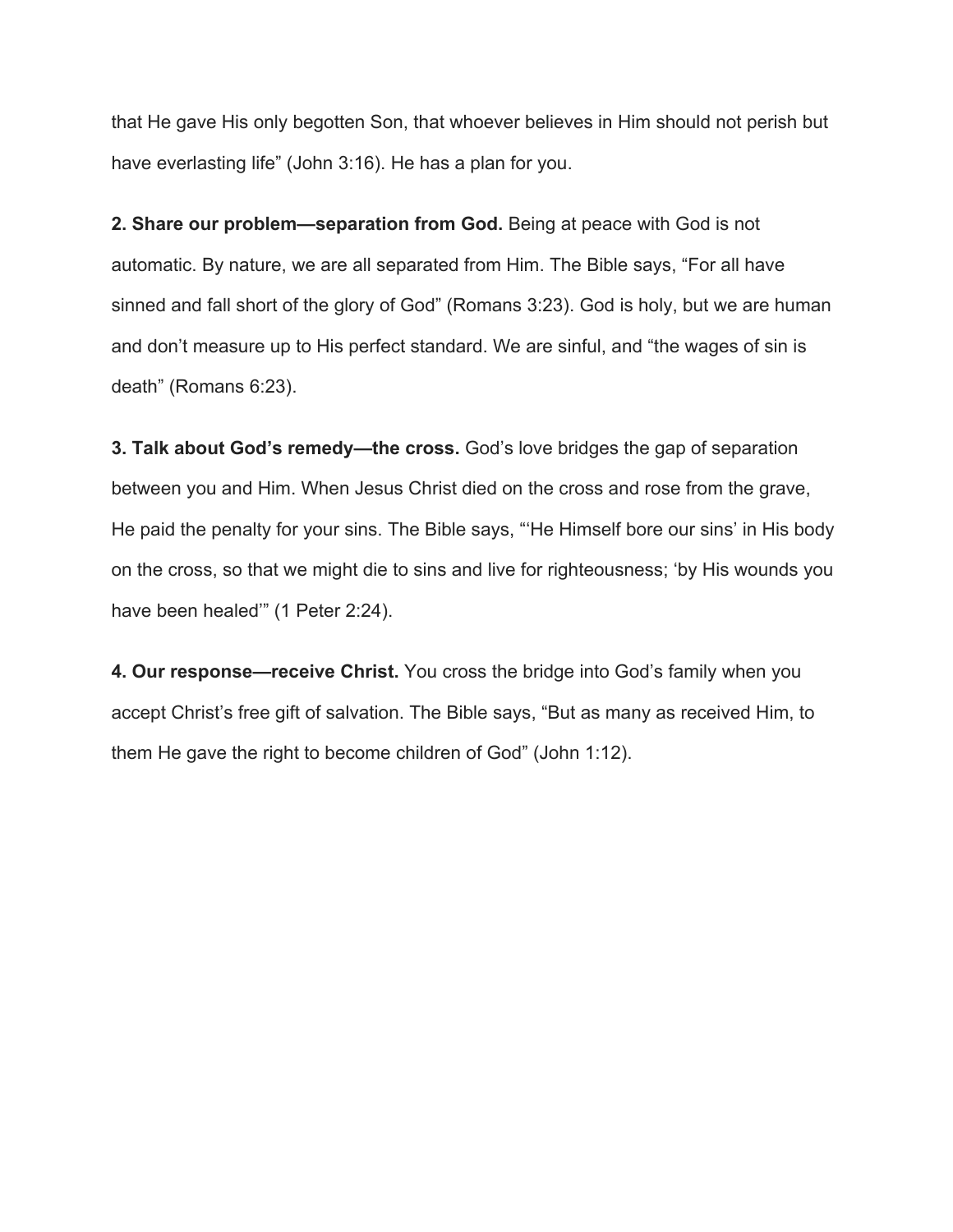that He gave His only begotten Son, that whoever believes in Him should not perish but have everlasting life" (John 3:16). He has a plan for you.

**2. Share our problem—separation from God.** Being at peace with God is not automatic. By nature, we are all separated from Him. The Bible says, "For all have sinned and fall short of the glory of God" (Romans 3:23). God is holy, but we are human and don't measure up to His perfect standard. We are sinful, and "the wages of sin is death" (Romans 6:23).

**3. Talk about God's remedy—the cross.** God's love bridges the gap of separation between you and Him. When Jesus Christ died on the cross and rose from the grave, He paid the penalty for your sins. The Bible says, "'He Himself bore our sins' in His body on the cross, so that we might die to sins and live for righteousness; 'by His wounds you have been healed'" (1 Peter 2:24).

**4. Our response—receive Christ.** You cross the bridge into God's family when you accept Christ's free gift of salvation. The Bible says, "But as many as received Him, to them He gave the right to become children of God" (John 1:12).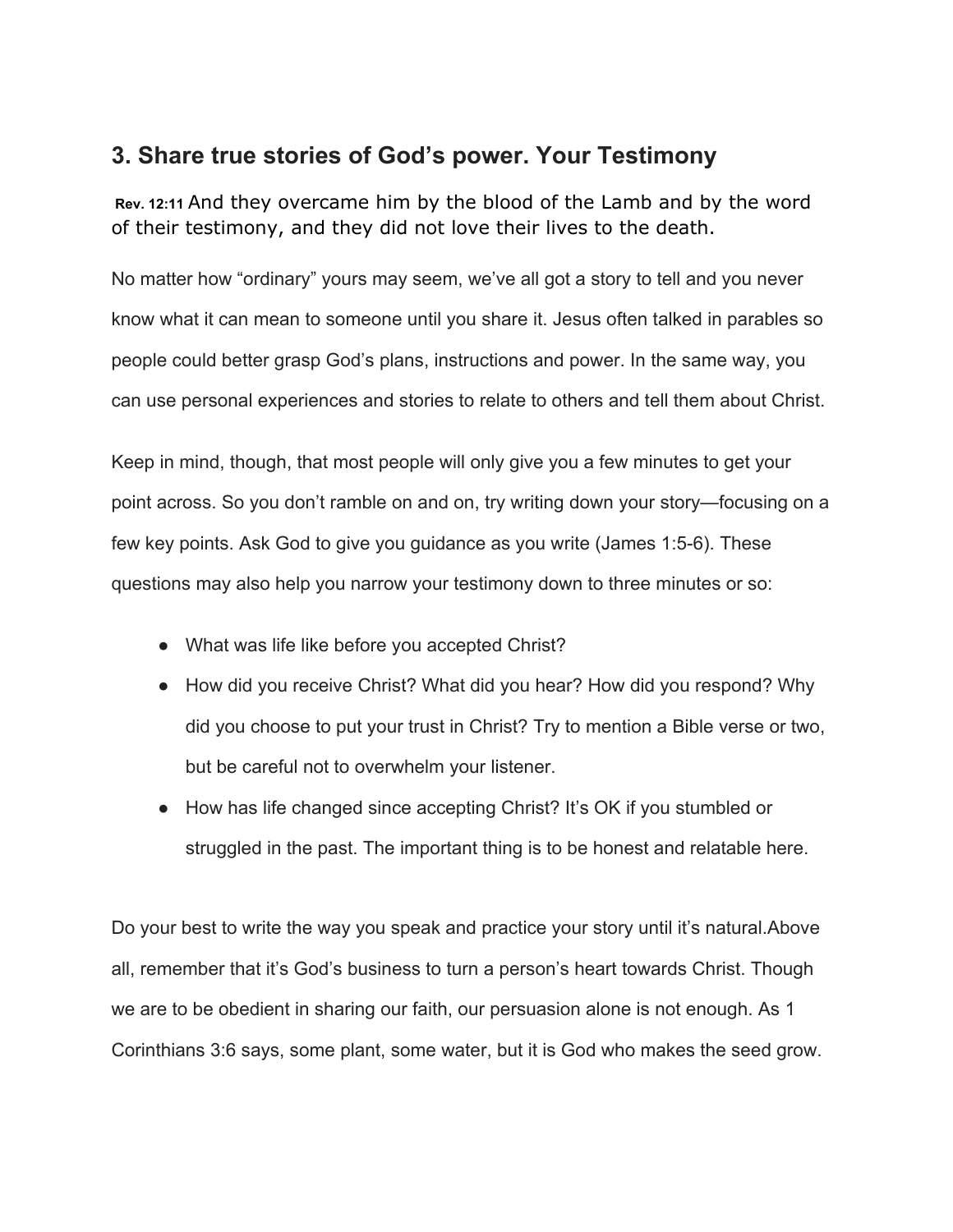## 3. Share true stories of God's power. Your Testimony

**Rev. 12:11** And they overcame him by the blood of the Lamb and by the word of their testimony, and they did not love their lives to the death.

No matter how "ordinary" yours may seem, we've all got a story to tell and you never know what it can mean to someone until you share it. Jesus often talked in parables so people could better grasp God's plans, instructions and power. In the same way, you can use personal experiences and stories to relate to others and tell them about Christ.

Keep in mind, though, that most people will only give you a few minutes to get your point across. So you don't ramble on and on, try writing down your story—focusing on a few key points. Ask God to give you guidance as you write (James 1:5-6). These questions may also help you narrow your testimony down to three minutes or so:

- What was life like before you accepted Christ?
- How did you receive Christ? What did you hear? How did you respond? Why did you choose to put your trust in Christ? Try to mention a Bible verse or two, but be careful not to overwhelm your listener.
- How has life changed since accepting Christ? It's OK if you stumbled or struggled in the past. The important thing is to be honest and relatable here.

Do your best to write the way you speak and practice your story until it's natural.Above all, remember that it's God's business to turn a person's heart towards Christ. Though we are to be obedient in sharing our faith, our persuasion alone is not enough. As 1 Corinthians 3:6 says, some plant, some water, but it is God who makes the seed grow.